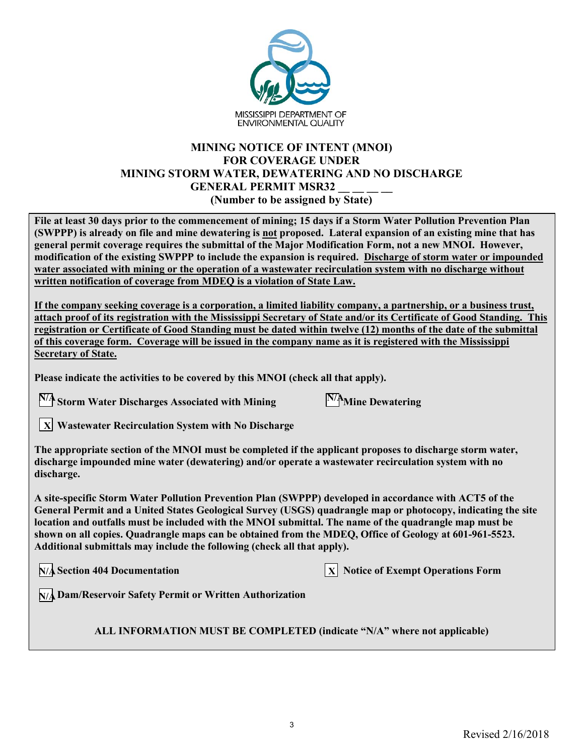MISSISSIPPI DEPARTMENT OF ENVIRONMENTAL QUALITY

# MINING NOTICE OF INTENT (MNOI) FOR COVERAGE UNDER MINING STORM WATER, DEWATERING AND NO DISCHARGE GENERAL PERMIT MSR32 __ __ __ __

**(Number to be assigned by State)**

**File at least 30 days prior to the commencement of mining; 15 days if a Storm Water Pollution Prevention Plan (SWPPP) is already on file and mine dewatering is not proposed. Lateral expansion of an existing mine that has general permit coverage requires the submittal of the Major Modification Form, not a new MNOI. However, modification of the existing SWPPP to include the expansion is required. Discharge of storm water or impounded water associated with mining or the operation of a wastewater recirculation system with no discharge without written notification of coverage from MDEQ is a violation of State Law.**

**If the company seeking coverage is a corporation, a limited liability company, a partnership, or a business trust, attach proof of its registration with the Mississippi Secretary of State and/or its Certificate of Good Standing. This registration or Certificate of Good Standing must be dated within twelve (12) months of the date of the submittal of this coverage form. Coverage will be issued in the company name as it is registered with the Mississippi Secretary of State.**

**Please indicate the activities to be covered by this MNOI (check all that apply).**

[N/A] **Storm Water Discharges Associated with Mining**

[N/A] **Mine Dewatering**

[X] **Wastewater Recirculation System with No Discharge**

**The appropriate section of the MNOI must be completed if the applicant proposes to discharge storm water, discharge impounded mine water (dewatering) and/or operate a wastewater recirculation system with no discharge.**

**A site-specific Storm Water Pollution Prevention Plan (SWPPP) developed in accordance with ACT5 of the General Permit and a United States Geological Survey (USGS) quadrangle map or photocopy, indicating the site location and outfalls must be included with the MNOI submittal. The name of the quadrangle map must be shown on all copies. Quadrangle maps can be obtained from the MDEQ, Office of Geology at 601-961-5523. Additional submittals may include the following (check all that apply).**

[N/A] **Section 404 Documentation**

[X] **Notice of Exempt Operations Form**

[N/A] **Dam/Reservoir Safety Permit or Written Authorization**

**ALL INFORMATION MUST BE COMPLETED (indicate "N/A" where not applicable)**

Revised 2/16/2018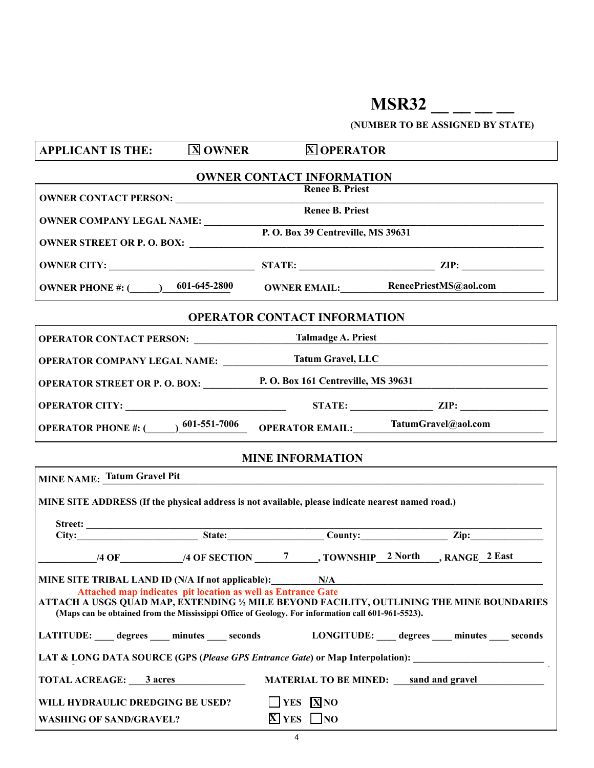# MSR32 __ __ __ __

**(NUMBER TO BE ASSIGNED BY STATE)**

**APPLICANT IS THE:** [X] **OWNER** [X] **OPERATOR**

## OWNER CONTACT INFORMATION

**OWNER CONTACT PERSON:** Renee B. Priest

**OWNER COMPANY LEGAL NAME:** Renee B. Priest

**OWNER STREET OR P. O. BOX:** P. O. Box 39 Centreville, MS 39631

**OWNER CITY:** ______ **STATE:** ______ **ZIP:** ______

**OWNER PHONE #: (\_\_\_\_\_)** 601-645-2800 **OWNER EMAIL:** ReneePriestMS@aol.com

## OPERATOR CONTACT INFORMATION

**OPERATOR CONTACT PERSON:** Talmadge A. Priest

**OPERATOR COMPANY LEGAL NAME:** Tatum Gravel, LLC

**OPERATOR STREET OR P. O. BOX:** P. O. Box 161 Centreville, MS 39631

**OPERATOR CITY:** ______ **STATE:** ______ **ZIP:** ______

**OPERATOR PHONE #: (\_\_\_\_\_)** 601-551-7006 **OPERATOR EMAIL:** TatumGravel@aol.com

## MINE INFORMATION

**MINE NAME:** Tatum Gravel Pit

**MINE SITE ADDRESS (If the physical address is not available, please indicate nearest named road.)**

**Street:** ______
**City:** ______ **State:** ______ **County:** ______ **Zip:** ______

______ **/4 OF** ______ **/4 OF SECTION** 7 **, TOWNSHIP** 2 North **, RANGE** 2 East

**MINE SITE TRIBAL LAND ID (N/A If not applicable):** N/A

Attached map indicates pit location as well as Entrance Gate

**ATTACH A USGS QUAD MAP, EXTENDING ½ MILE BEYOND FACILITY, OUTLINING THE MINE BOUNDARIES**
**(Maps can be obtained from the Mississippi Office of Geology. For information call 601-961-5523).**

**LATITUDE:** \_\_\_\_ **degrees** \_\_\_\_ **minutes** \_\_\_\_ **seconds** **LONGITUDE:** \_\_\_\_ **degrees** \_\_\_\_ **minutes** \_\_\_\_ **seconds**

**LAT & LONG DATA SOURCE (GPS (*Please GPS Entrance Gate*) or Map Interpolation):** ______

**TOTAL ACREAGE:** 3 acres **MATERIAL TO BE MINED:** sand and gravel

**WILL HYDRAULIC DREDGING BE USED?** [ ] **YES** [X] **NO**

**WASHING OF SAND/GRAVEL?** [X] **YES** [ ] **NO**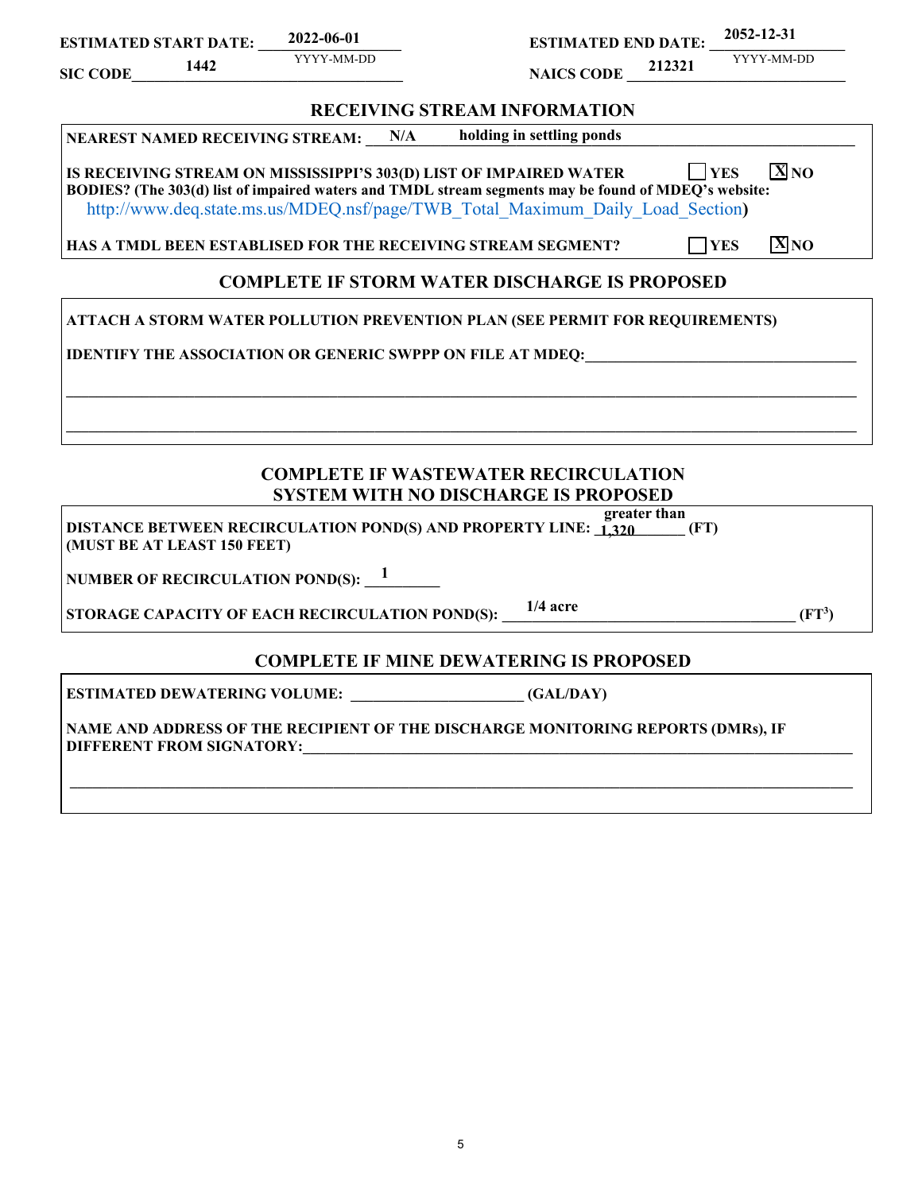**ESTIMATED START DATE:** 2022-06-01 (YYYY-MM-DD) **ESTIMATED END DATE:** 2052-12-31 (YYYY-MM-DD)

**SIC CODE** 1442 **NAICS CODE** 212321

## RECEIVING STREAM INFORMATION

**NEAREST NAMED RECEIVING STREAM:** N/A holding in settling ponds

**IS RECEIVING STREAM ON MISSISSIPPI'S 303(D) LIST OF IMPAIRED WATER BODIES? (The 303(d) list of impaired waters and TMDL stream segments may be found of MDEQ's website:** http://www.deq.state.ms.us/MDEQ.nsf/page/TWB_Total_Maximum_Daily_Load_Section**)** ☐ YES ☒ NO

**HAS A TMDL BEEN ESTABLISED FOR THE RECEIVING STREAM SEGMENT?** ☐ YES ☒ NO

## COMPLETE IF STORM WATER DISCHARGE IS PROPOSED

**ATTACH A STORM WATER POLLUTION PREVENTION PLAN (SEE PERMIT FOR REQUIREMENTS)**

**IDENTIFY THE ASSOCIATION OR GENERIC SWPPP ON FILE AT MDEQ:** ______________________

## COMPLETE IF WASTEWATER RECIRCULATION SYSTEM WITH NO DISCHARGE IS PROPOSED

**DISTANCE BETWEEN RECIRCULATION POND(S) AND PROPERTY LINE:** greater than 1,320 **(FT)**
**(MUST BE AT LEAST 150 FEET)**

**NUMBER OF RECIRCULATION POND(S):** 1

**STORAGE CAPACITY OF EACH RECIRCULATION POND(S):** 1/4 acre **($FT^3$)**

## COMPLETE IF MINE DEWATERING IS PROPOSED

**ESTIMATED DEWATERING VOLUME:** ______________________ **(GAL/DAY)**

**NAME AND ADDRESS OF THE RECIPIENT OF THE DISCHARGE MONITORING REPORTS (DMRs), IF DIFFERENT FROM SIGNATORY:** ______________________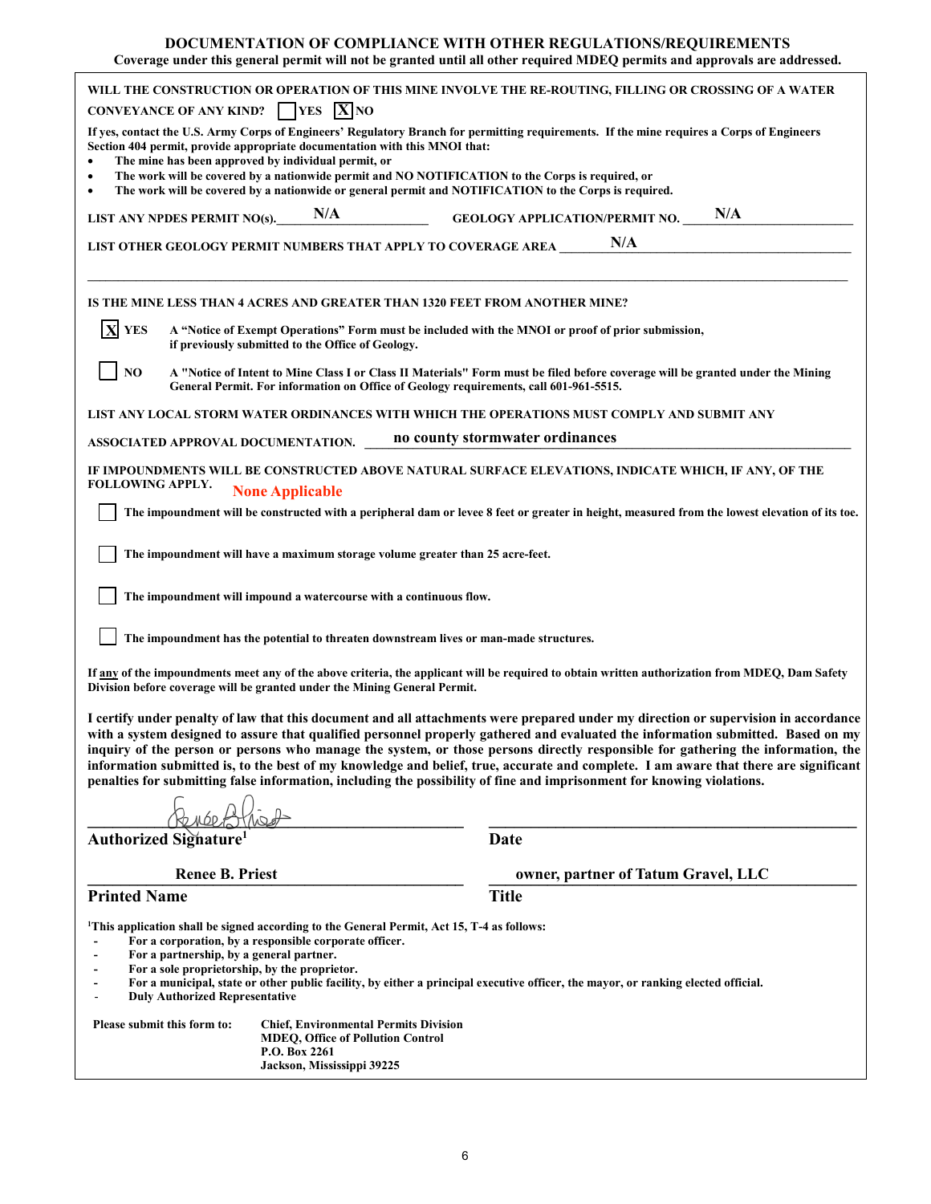## DOCUMENTATION OF COMPLIANCE WITH OTHER REGULATIONS/REQUIREMENTS

**Coverage under this general permit will not be granted until all other required MDEQ permits and approvals are addressed.**

**WILL THE CONSTRUCTION OR OPERATION OF THIS MINE INVOLVE THE RE-ROUTING, FILLING OR CROSSING OF A WATER CONVEYANCE OF ANY KIND?** ☐ YES ☒ NO

**If yes, contact the U.S. Army Corps of Engineers' Regulatory Branch for permitting requirements. If the mine requires a Corps of Engineers Section 404 permit, provide appropriate documentation with this MNOI that:**

- **The mine has been approved by individual permit, or**
- **The work will be covered by a nationwide permit and NO NOTIFICATION to the Corps is required, or**
- **The work will be covered by a nationwide or general permit and NOTIFICATION to the Corps is required.**

**LIST ANY NPDES PERMIT NO(s).** N/A **GEOLOGY APPLICATION/PERMIT NO.** N/A

**LIST OTHER GEOLOGY PERMIT NUMBERS THAT APPLY TO COVERAGE AREA** N/A

**IS THE MINE LESS THAN 4 ACRES AND GREATER THAN 1320 FEET FROM ANOTHER MINE?**

☒ **YES** **A "Notice of Exempt Operations" Form must be included with the MNOI or proof of prior submission, if previously submitted to the Office of Geology.**

☐ **NO** **A "Notice of Intent to Mine Class I or Class II Materials" Form must be filed before coverage will be granted under the Mining General Permit. For information on Office of Geology requirements, call 601-961-5515.**

**LIST ANY LOCAL STORM WATER ORDINANCES WITH WHICH THE OPERATIONS MUST COMPLY AND SUBMIT ANY ASSOCIATED APPROVAL DOCUMENTATION.** no county stormwater ordinances

**IF IMPOUNDMENTS WILL BE CONSTRUCTED ABOVE NATURAL SURFACE ELEVATIONS, INDICATE WHICH, IF ANY, OF THE FOLLOWING APPLY.** None Applicable

☐ **The impoundment will be constructed with a peripheral dam or levee 8 feet or greater in height, measured from the lowest elevation of its toe.**

☐ **The impoundment will have a maximum storage volume greater than 25 acre-feet.**

☐ **The impoundment will impound a watercourse with a continuous flow.**

☐ **The impoundment has the potential to threaten downstream lives or man-made structures.**

**If any of the impoundments meet any of the above criteria, the applicant will be required to obtain written authorization from MDEQ, Dam Safety Division before coverage will be granted under the Mining General Permit.**

**I certify under penalty of law that this document and all attachments were prepared under my direction or supervision in accordance with a system designed to assure that qualified personnel properly gathered and evaluated the information submitted. Based on my inquiry of the person or persons who manage the system, or those persons directly responsible for gathering the information, the information submitted is, to the best of my knowledge and belief, true, accurate and complete. I am aware that there are significant penalties for submitting false information, including the possibility of fine and imprisonment for knowing violations.**

[Signature]
**Authorized Signature**[1]

**Date**

Renee B. Priest
**Printed Name**

owner, partner of Tatum Gravel, LLC
**Title**

[1]**This application shall be signed according to the General Permit, Act 15, T-4 as follows:**

- **For a corporation, by a responsible corporate officer.**
- **For a partnership, by a general partner.**
- **For a sole proprietorship, by the proprietor.**
- **For a municipal, state or other public facility, by either a principal executive officer, the mayor, or ranking elected official.**
- **Duly Authorized Representative**

**Please submit this form to:**
**Chief, Environmental Permits Division**
**MDEQ, Office of Pollution Control**
**P.O. Box 2261**
**Jackson, Mississippi 39225**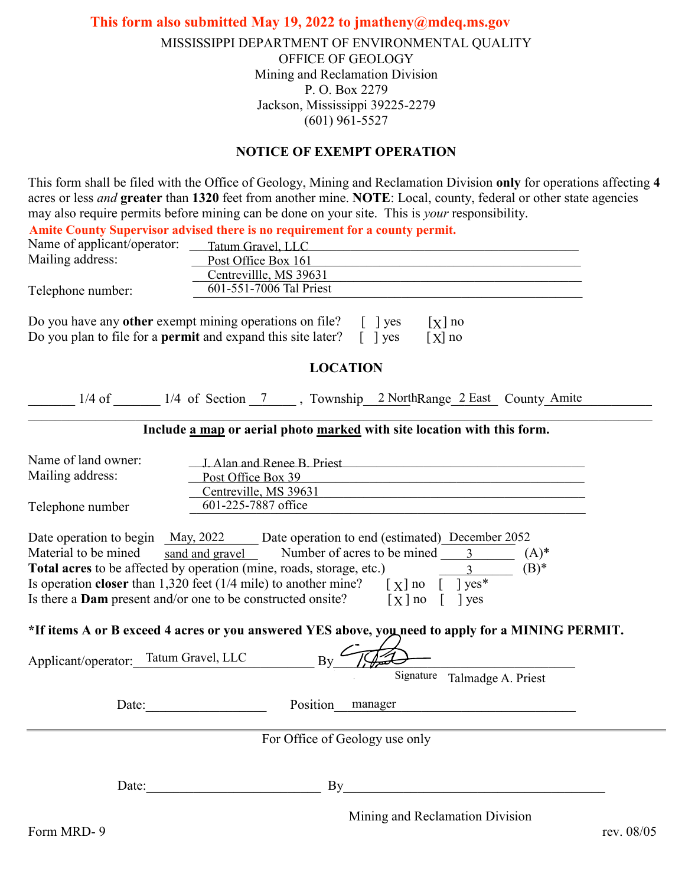**This form also submitted May 19, 2022 to jmatheny@mdeq.ms.gov**

MISSISSIPPI DEPARTMENT OF ENVIRONMENTAL QUALITY
OFFICE OF GEOLOGY
Mining and Reclamation Division
P. O. Box 2279
Jackson, Mississippi 39225-2279
(601) 961-5527

## NOTICE OF EXEMPT OPERATION

This form shall be filed with the Office of Geology, Mining and Reclamation Division **only** for operations affecting **4** acres or less *and* **greater** than **1320** feet from another mine. **NOTE**: Local, county, federal or other state agencies may also require permits before mining can be done on your site. This is *your* responsibility.

**Amite County Supervisor advised there is no requirement for a county permit.**

Name of applicant/operator: Tatum Gravel, LLC
Mailing address: Post Office Box 161
Centrevillle, MS 39631
Telephone number: 601-551-7006 Tal Priest

Do you have any **other** exempt mining operations on file? [ ] yes [X] no
Do you plan to file for a **permit** and expand this site later? [ ] yes [X] no

### LOCATION

_______ 1/4 of _______ 1/4 of Section 7 , Township 2 North Range 2 East County Amite

**Include a map or aerial photo marked with site location with this form.**

Name of land owner: J. Alan and Renee B. Priest
Mailing address: Post Office Box 39
Centreville, MS 39631
Telephone number 601-225-7887 office

Date operation to begin May, 2022 Date operation to end (estimated) December 2052
Material to be mined sand and gravel Number of acres to be mined 3 (A)*
**Total acres** to be affected by operation (mine, roads, storage, etc.) 3 (B)*
Is operation **closer** than 1,320 feet (1/4 mile) to another mine? [X] no [ ] yes*
Is there a **Dam** present and/or one to be constructed onsite? [X] no [ ] yes

**\*If items A or B exceed 4 acres or you answered YES above, you need to apply for a MINING PERMIT.**

Applicant/operator: Tatum Gravel, LLC By ______________________
Signature Talmadge A. Priest

Date: __________________ Position manager

For Office of Geology use only

Date: __________________ By ______________________

Mining and Reclamation Division

Form MRD- 9 rev. 08/05